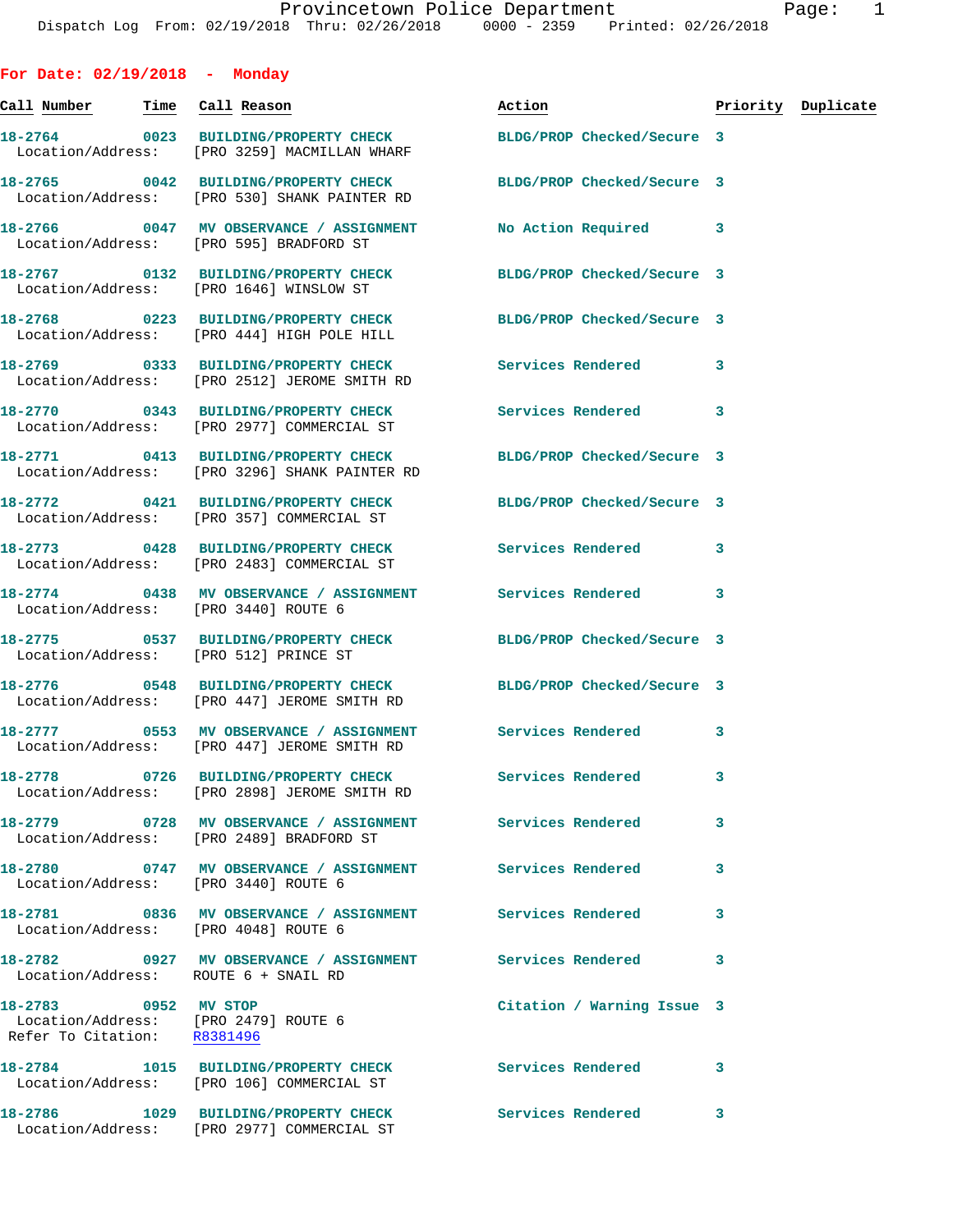Provincetown Police Department
Dispatch Log From: 02/19/2018 Thru: 02/26/2018 0000 - 2359 Printed: 02/26/2018

## For Date: 02/19/2018 - Monday

| Call Number | Time | Call Reason | Action | Priority | Duplicate |
|---|---|---|---|---|---|
| 18-2764 | 0023 | BUILDING/PROPERTY CHECK<br>Location/Address: [PRO 3259] MACMILLAN WHARF | BLDG/PROP Checked/Secure | 3 | |
| 18-2765 | 0042 | BUILDING/PROPERTY CHECK<br>Location/Address: [PRO 530] SHANK PAINTER RD | BLDG/PROP Checked/Secure | 3 | |
| 18-2766 | 0047 | MV OBSERVANCE / ASSIGNMENT<br>Location/Address: [PRO 595] BRADFORD ST | No Action Required | 3 | |
| 18-2767 | 0132 | BUILDING/PROPERTY CHECK<br>Location/Address: [PRO 1646] WINSLOW ST | BLDG/PROP Checked/Secure | 3 | |
| 18-2768 | 0223 | BUILDING/PROPERTY CHECK<br>Location/Address: [PRO 444] HIGH POLE HILL | BLDG/PROP Checked/Secure | 3 | |
| 18-2769 | 0333 | BUILDING/PROPERTY CHECK<br>Location/Address: [PRO 2512] JEROME SMITH RD | Services Rendered | 3 | |
| 18-2770 | 0343 | BUILDING/PROPERTY CHECK<br>Location/Address: [PRO 2977] COMMERCIAL ST | Services Rendered | 3 | |
| 18-2771 | 0413 | BUILDING/PROPERTY CHECK<br>Location/Address: [PRO 3296] SHANK PAINTER RD | BLDG/PROP Checked/Secure | 3 | |
| 18-2772 | 0421 | BUILDING/PROPERTY CHECK<br>Location/Address: [PRO 357] COMMERCIAL ST | BLDG/PROP Checked/Secure | 3 | |
| 18-2773 | 0428 | BUILDING/PROPERTY CHECK<br>Location/Address: [PRO 2483] COMMERCIAL ST | Services Rendered | 3 | |
| 18-2774 | 0438 | MV OBSERVANCE / ASSIGNMENT<br>Location/Address: [PRO 3440] ROUTE 6 | Services Rendered | 3 | |
| 18-2775 | 0537 | BUILDING/PROPERTY CHECK<br>Location/Address: [PRO 512] PRINCE ST | BLDG/PROP Checked/Secure | 3 | |
| 18-2776 | 0548 | BUILDING/PROPERTY CHECK<br>Location/Address: [PRO 447] JEROME SMITH RD | BLDG/PROP Checked/Secure | 3 | |
| 18-2777 | 0553 | MV OBSERVANCE / ASSIGNMENT<br>Location/Address: [PRO 447] JEROME SMITH RD | Services Rendered | 3 | |
| 18-2778 | 0726 | BUILDING/PROPERTY CHECK<br>Location/Address: [PRO 2898] JEROME SMITH RD | Services Rendered | 3 | |
| 18-2779 | 0728 | MV OBSERVANCE / ASSIGNMENT<br>Location/Address: [PRO 2489] BRADFORD ST | Services Rendered | 3 | |
| 18-2780 | 0747 | MV OBSERVANCE / ASSIGNMENT<br>Location/Address: [PRO 3440] ROUTE 6 | Services Rendered | 3 | |
| 18-2781 | 0836 | MV OBSERVANCE / ASSIGNMENT<br>Location/Address: [PRO 4048] ROUTE 6 | Services Rendered | 3 | |
| 18-2782 | 0927 | MV OBSERVANCE / ASSIGNMENT<br>Location/Address: ROUTE 6 + SNAIL RD | Services Rendered | 3 | |
| 18-2783 | 0952 | MV STOP<br>Location/Address: [PRO 2479] ROUTE 6<br>Refer To Citation: R8381496 | Citation / Warning Issue | 3 | |
| 18-2784 | 1015 | BUILDING/PROPERTY CHECK<br>Location/Address: [PRO 106] COMMERCIAL ST | Services Rendered | 3 | |
| 18-2786 | 1029 | BUILDING/PROPERTY CHECK<br>Location/Address: [PRO 2977] COMMERCIAL ST | Services Rendered | 3 | |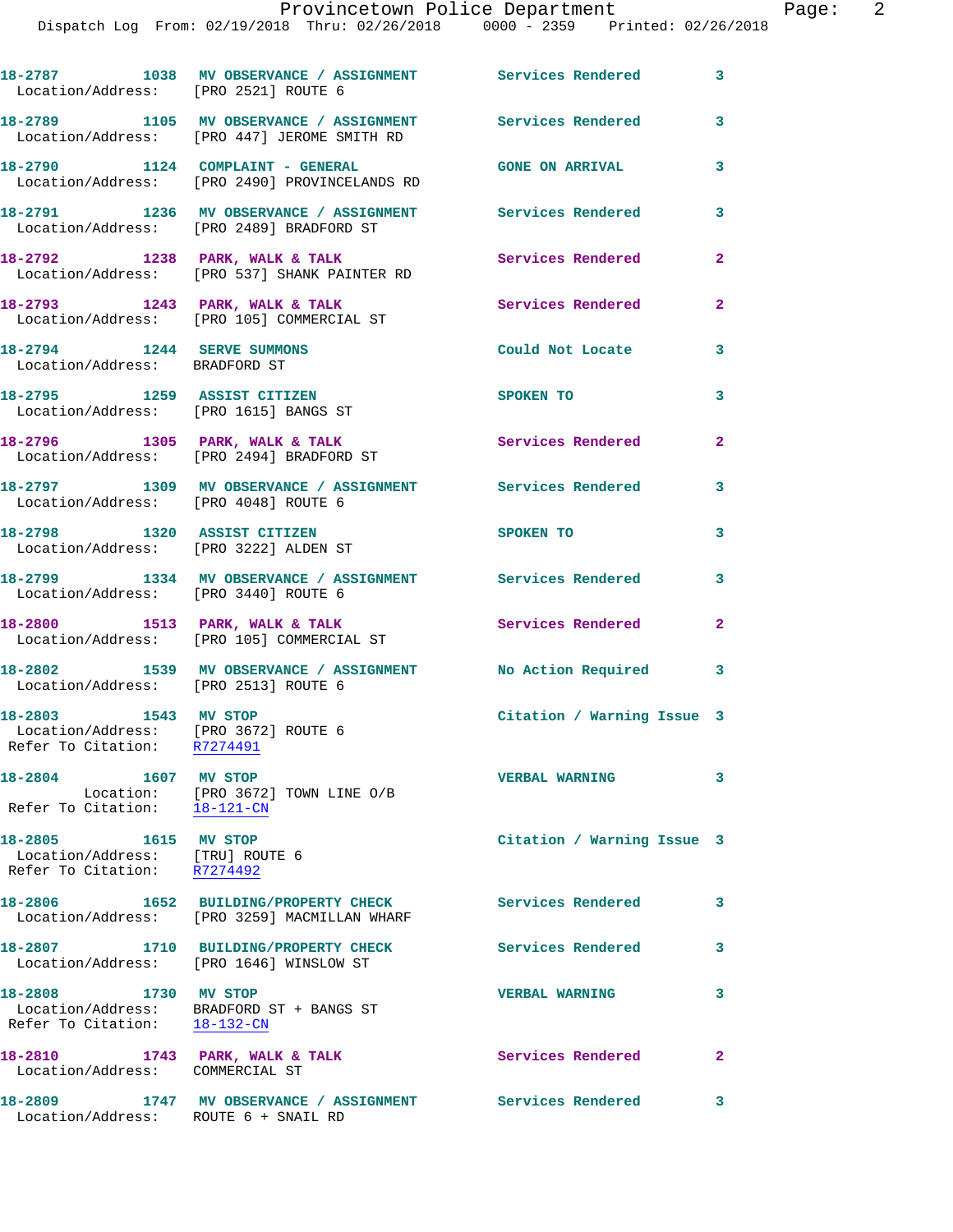18-2787 1038 MV OBSERVANCE / ASSIGNMENT Services Rendered 3
Location/Address: [PRO 2521] ROUTE 6

18-2789 1105 MV OBSERVANCE / ASSIGNMENT Services Rendered 3
Location/Address: [PRO 447] JEROME SMITH RD

18-2790 1124 COMPLAINT - GENERAL GONE ON ARRIVAL 3
Location/Address: [PRO 2490] PROVINCELANDS RD

18-2791 1236 MV OBSERVANCE / ASSIGNMENT Services Rendered 3
Location/Address: [PRO 2489] BRADFORD ST

18-2792 1238 PARK, WALK & TALK Services Rendered 2
Location/Address: [PRO 537] SHANK PAINTER RD

18-2793 1243 PARK, WALK & TALK Services Rendered 2
Location/Address: [PRO 105] COMMERCIAL ST

18-2794 1244 SERVE SUMMONS Could Not Locate 3
Location/Address: BRADFORD ST

18-2795 1259 ASSIST CITIZEN SPOKEN TO 3
Location/Address: [PRO 1615] BANGS ST

18-2796 1305 PARK, WALK & TALK Services Rendered 2
Location/Address: [PRO 2494] BRADFORD ST

18-2797 1309 MV OBSERVANCE / ASSIGNMENT Services Rendered 3
Location/Address: [PRO 4048] ROUTE 6

18-2798 1320 ASSIST CITIZEN SPOKEN TO 3
Location/Address: [PRO 3222] ALDEN ST

18-2799 1334 MV OBSERVANCE / ASSIGNMENT Services Rendered 3
Location/Address: [PRO 3440] ROUTE 6

18-2800 1513 PARK, WALK & TALK Services Rendered 2
Location/Address: [PRO 105] COMMERCIAL ST

18-2802 1539 MV OBSERVANCE / ASSIGNMENT No Action Required 3
Location/Address: [PRO 2513] ROUTE 6

18-2803 1543 MV STOP Citation / Warning Issue 3
Location/Address: [PRO 3672] ROUTE 6
Refer To Citation: R7274491

18-2804 1607 MV STOP VERBAL WARNING 3
Location: [PRO 3672] TOWN LINE O/B
Refer To Citation: 18-121-CN

18-2805 1615 MV STOP Citation / Warning Issue 3
Location/Address: [TRU] ROUTE 6
Refer To Citation: R7274492

18-2806 1652 BUILDING/PROPERTY CHECK Services Rendered 3
Location/Address: [PRO 3259] MACMILLAN WHARF

18-2807 1710 BUILDING/PROPERTY CHECK Services Rendered 3
Location/Address: [PRO 1646] WINSLOW ST

18-2808 1730 MV STOP VERBAL WARNING 3
Location/Address: BRADFORD ST + BANGS ST
Refer To Citation: 18-132-CN

18-2810 1743 PARK, WALK & TALK Services Rendered 2
Location/Address: COMMERCIAL ST

18-2809 1747 MV OBSERVANCE / ASSIGNMENT Services Rendered 3
Location/Address: ROUTE 6 + SNAIL RD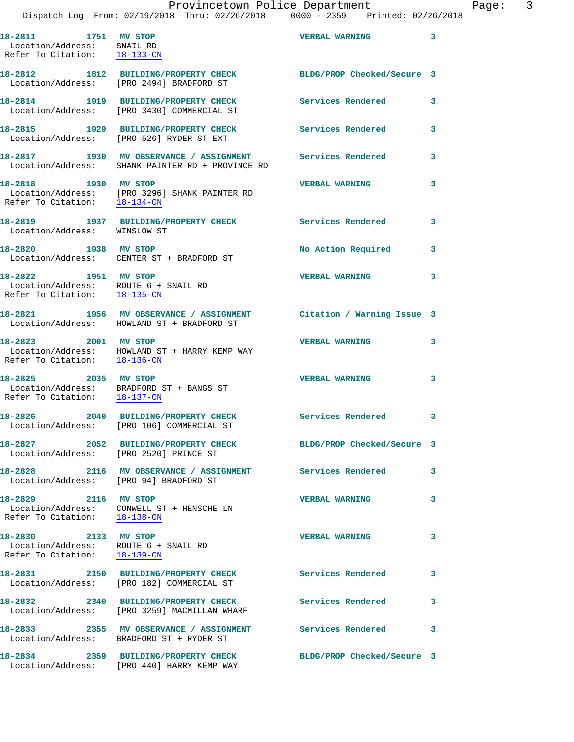18-2811 1751 **MV STOP** VERBAL WARNING 3
Location/Address: SNAIL RD
Refer To Citation: 18-133-CN

18-2812 1812 **BUILDING/PROPERTY CHECK** BLDG/PROP Checked/Secure 3
Location/Address: [PRO 2494] BRADFORD ST

18-2814 1919 **BUILDING/PROPERTY CHECK** Services Rendered 3
Location/Address: [PRO 3430] COMMERCIAL ST

18-2815 1929 **BUILDING/PROPERTY CHECK** Services Rendered 3
Location/Address: [PRO 526] RYDER ST EXT

18-2817 1930 **MV OBSERVANCE / ASSIGNMENT** Services Rendered 3
Location/Address: SHANK PAINTER RD + PROVINCE RD

18-2818 1930 **MV STOP** VERBAL WARNING 3
Location/Address: [PRO 3296] SHANK PAINTER RD
Refer To Citation: 18-134-CN

18-2819 1937 **BUILDING/PROPERTY CHECK** Services Rendered 3
Location/Address: WINSLOW ST

18-2820 1938 **MV STOP** No Action Required 3
Location/Address: CENTER ST + BRADFORD ST

18-2822 1951 **MV STOP** VERBAL WARNING 3
Location/Address: ROUTE 6 + SNAIL RD
Refer To Citation: 18-135-CN

18-2821 1956 **MV OBSERVANCE / ASSIGNMENT** Citation / Warning Issue 3
Location/Address: HOWLAND ST + BRADFORD ST

18-2823 2001 **MV STOP** VERBAL WARNING 3
Location/Address: HOWLAND ST + HARRY KEMP WAY
Refer To Citation: 18-136-CN

18-2825 2035 **MV STOP** VERBAL WARNING 3
Location/Address: BRADFORD ST + BANGS ST
Refer To Citation: 18-137-CN

18-2826 2040 **BUILDING/PROPERTY CHECK** Services Rendered 3
Location/Address: [PRO 106] COMMERCIAL ST

18-2827 2052 **BUILDING/PROPERTY CHECK** BLDG/PROP Checked/Secure 3
Location/Address: [PRO 2520] PRINCE ST

18-2828 2116 **MV OBSERVANCE / ASSIGNMENT** Services Rendered 3
Location/Address: [PRO 94] BRADFORD ST

18-2829 2116 **MV STOP** VERBAL WARNING 3
Location/Address: CONWELL ST + HENSCHE LN
Refer To Citation: 18-138-CN

18-2830 2133 **MV STOP** VERBAL WARNING 3
Location/Address: ROUTE 6 + SNAIL RD
Refer To Citation: 18-139-CN

18-2831 2150 **BUILDING/PROPERTY CHECK** Services Rendered 3
Location/Address: [PRO 182] COMMERCIAL ST

18-2832 2340 **BUILDING/PROPERTY CHECK** Services Rendered 3
Location/Address: [PRO 3259] MACMILLAN WHARF

18-2833 2355 **MV OBSERVANCE / ASSIGNMENT** Services Rendered 3
Location/Address: BRADFORD ST + RYDER ST

18-2834 2359 **BUILDING/PROPERTY CHECK** BLDG/PROP Checked/Secure 3
Location/Address: [PRO 440] HARRY KEMP WAY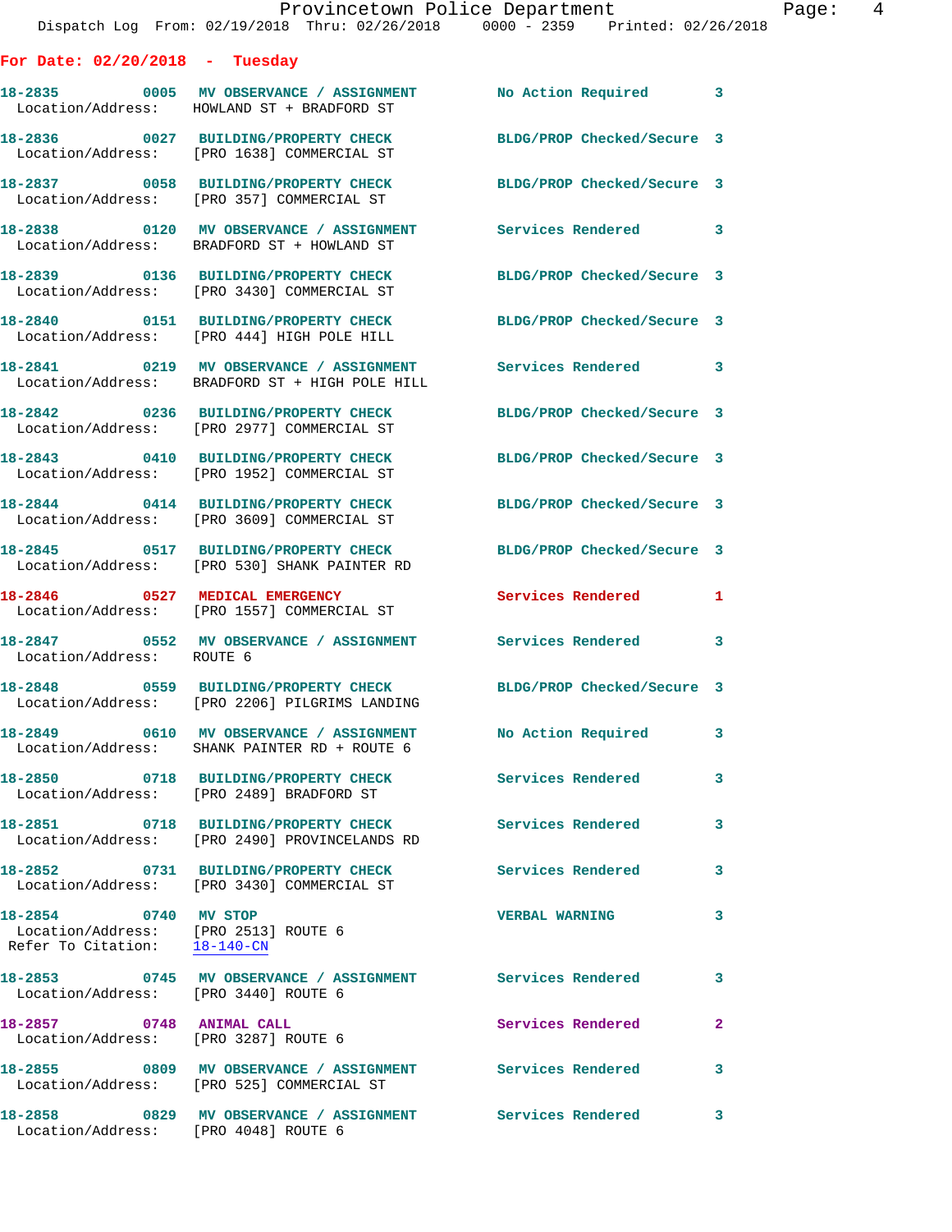## For Date: 02/20/2018 - Tuesday

**18-2835** 0005 **MV OBSERVANCE / ASSIGNMENT** No Action Required 3
Location/Address: HOWLAND ST + BRADFORD ST

**18-2836** 0027 **BUILDING/PROPERTY CHECK** BLDG/PROP Checked/Secure 3
Location/Address: [PRO 1638] COMMERCIAL ST

**18-2837** 0058 **BUILDING/PROPERTY CHECK** BLDG/PROP Checked/Secure 3
Location/Address: [PRO 357] COMMERCIAL ST

**18-2838** 0120 **MV OBSERVANCE / ASSIGNMENT** Services Rendered 3
Location/Address: BRADFORD ST + HOWLAND ST

**18-2839** 0136 **BUILDING/PROPERTY CHECK** BLDG/PROP Checked/Secure 3
Location/Address: [PRO 3430] COMMERCIAL ST

**18-2840** 0151 **BUILDING/PROPERTY CHECK** BLDG/PROP Checked/Secure 3
Location/Address: [PRO 444] HIGH POLE HILL

**18-2841** 0219 **MV OBSERVANCE / ASSIGNMENT** Services Rendered 3
Location/Address: BRADFORD ST + HIGH POLE HILL

**18-2842** 0236 **BUILDING/PROPERTY CHECK** BLDG/PROP Checked/Secure 3
Location/Address: [PRO 2977] COMMERCIAL ST

**18-2843** 0410 **BUILDING/PROPERTY CHECK** BLDG/PROP Checked/Secure 3
Location/Address: [PRO 1952] COMMERCIAL ST

**18-2844** 0414 **BUILDING/PROPERTY CHECK** BLDG/PROP Checked/Secure 3
Location/Address: [PRO 3609] COMMERCIAL ST

**18-2845** 0517 **BUILDING/PROPERTY CHECK** BLDG/PROP Checked/Secure 3
Location/Address: [PRO 530] SHANK PAINTER RD

**18-2846** 0527 **MEDICAL EMERGENCY** Services Rendered 1
Location/Address: [PRO 1557] COMMERCIAL ST

**18-2847** 0552 **MV OBSERVANCE / ASSIGNMENT** Services Rendered 3
Location/Address: ROUTE 6

**18-2848** 0559 **BUILDING/PROPERTY CHECK** BLDG/PROP Checked/Secure 3
Location/Address: [PRO 2206] PILGRIMS LANDING

**18-2849** 0610 **MV OBSERVANCE / ASSIGNMENT** No Action Required 3
Location/Address: SHANK PAINTER RD + ROUTE 6

**18-2850** 0718 **BUILDING/PROPERTY CHECK** Services Rendered 3
Location/Address: [PRO 2489] BRADFORD ST

**18-2851** 0718 **BUILDING/PROPERTY CHECK** Services Rendered 3
Location/Address: [PRO 2490] PROVINCELANDS RD

**18-2852** 0731 **BUILDING/PROPERTY CHECK** Services Rendered 3
Location/Address: [PRO 3430] COMMERCIAL ST

**18-2854** 0740 **MV STOP** VERBAL WARNING 3
Location/Address: [PRO 2513] ROUTE 6
Refer To Citation: 18-140-CN

**18-2853** 0745 **MV OBSERVANCE / ASSIGNMENT** Services Rendered 3
Location/Address: [PRO 3440] ROUTE 6

**18-2857** 0748 **ANIMAL CALL** Services Rendered 2
Location/Address: [PRO 3287] ROUTE 6

**18-2855** 0809 **MV OBSERVANCE / ASSIGNMENT** Services Rendered 3
Location/Address: [PRO 525] COMMERCIAL ST

**18-2858** 0829 **MV OBSERVANCE / ASSIGNMENT** Services Rendered 3
Location/Address: [PRO 4048] ROUTE 6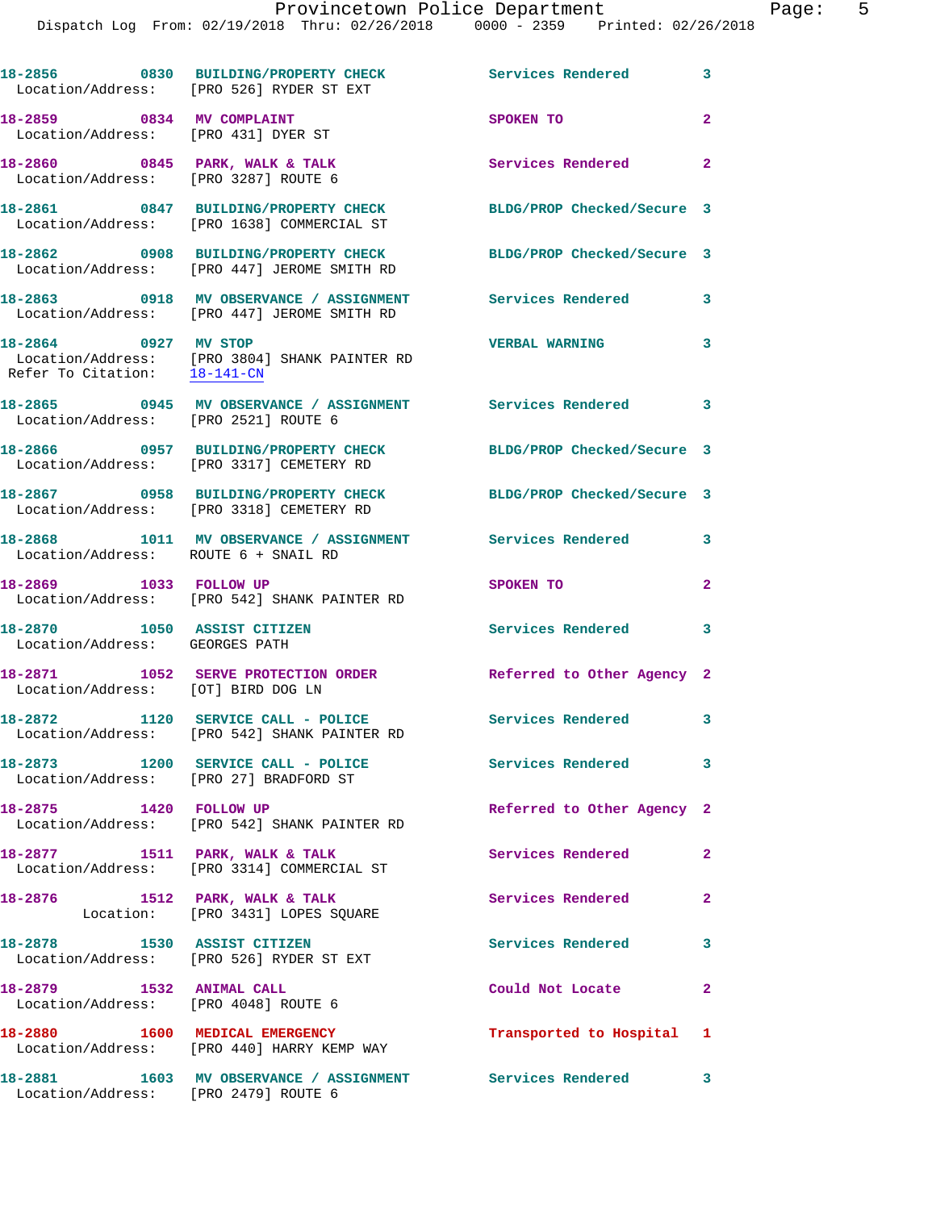18-2856 0830 BUILDING/PROPERTY CHECK Services Rendered 3
Location/Address: [PRO 526] RYDER ST EXT

18-2859 0834 MV COMPLAINT SPOKEN TO 2
Location/Address: [PRO 431] DYER ST

18-2860 0845 PARK, WALK & TALK Services Rendered 2
Location/Address: [PRO 3287] ROUTE 6

18-2861 0847 BUILDING/PROPERTY CHECK BLDG/PROP Checked/Secure 3
Location/Address: [PRO 1638] COMMERCIAL ST

18-2862 0908 BUILDING/PROPERTY CHECK BLDG/PROP Checked/Secure 3
Location/Address: [PRO 447] JEROME SMITH RD

18-2863 0918 MV OBSERVANCE / ASSIGNMENT Services Rendered 3
Location/Address: [PRO 447] JEROME SMITH RD

18-2864 0927 MV STOP VERBAL WARNING 3
Location/Address: [PRO 3804] SHANK PAINTER RD
Refer To Citation: 18-141-CN

18-2865 0945 MV OBSERVANCE / ASSIGNMENT Services Rendered 3
Location/Address: [PRO 2521] ROUTE 6

18-2866 0957 BUILDING/PROPERTY CHECK BLDG/PROP Checked/Secure 3
Location/Address: [PRO 3317] CEMETERY RD

18-2867 0958 BUILDING/PROPERTY CHECK BLDG/PROP Checked/Secure 3
Location/Address: [PRO 3318] CEMETERY RD

18-2868 1011 MV OBSERVANCE / ASSIGNMENT Services Rendered 3
Location/Address: ROUTE 6 + SNAIL RD

18-2869 1033 FOLLOW UP SPOKEN TO 2
Location/Address: [PRO 542] SHANK PAINTER RD

18-2870 1050 ASSIST CITIZEN Services Rendered 3
Location/Address: GEORGES PATH

18-2871 1052 SERVE PROTECTION ORDER Referred to Other Agency 2
Location/Address: [OT] BIRD DOG LN

18-2872 1120 SERVICE CALL - POLICE Services Rendered 3
Location/Address: [PRO 542] SHANK PAINTER RD

18-2873 1200 SERVICE CALL - POLICE Services Rendered 3
Location/Address: [PRO 27] BRADFORD ST

18-2875 1420 FOLLOW UP Referred to Other Agency 2
Location/Address: [PRO 542] SHANK PAINTER RD

18-2877 1511 PARK, WALK & TALK Services Rendered 2
Location/Address: [PRO 3314] COMMERCIAL ST

18-2876 1512 PARK, WALK & TALK Services Rendered 2
Location: [PRO 3431] LOPES SQUARE

18-2878 1530 ASSIST CITIZEN Services Rendered 3
Location/Address: [PRO 526] RYDER ST EXT

18-2879 1532 ANIMAL CALL Could Not Locate 2
Location/Address: [PRO 4048] ROUTE 6

18-2880 1600 MEDICAL EMERGENCY Transported to Hospital 1
Location/Address: [PRO 440] HARRY KEMP WAY

18-2881 1603 MV OBSERVANCE / ASSIGNMENT Services Rendered 3
Location/Address: [PRO 2479] ROUTE 6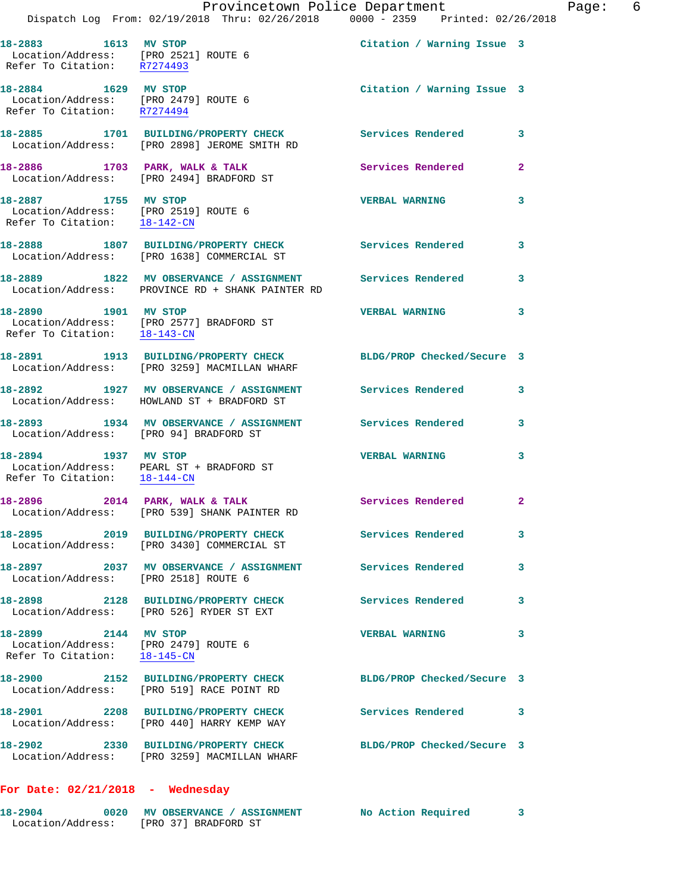18-2883 1613 **MV STOP** Citation / Warning Issue 3
Location/Address: [PRO 2521] ROUTE 6
Refer To Citation: R7274493

18-2884 1629 **MV STOP** Citation / Warning Issue 3
Location/Address: [PRO 2479] ROUTE 6
Refer To Citation: R7274494

18-2885 1701 **BUILDING/PROPERTY CHECK** Services Rendered 3
Location/Address: [PRO 2898] JEROME SMITH RD

18-2886 1703 **PARK, WALK & TALK** Services Rendered 2
Location/Address: [PRO 2494] BRADFORD ST

18-2887 1755 **MV STOP** VERBAL WARNING 3
Location/Address: [PRO 2519] ROUTE 6
Refer To Citation: 18-142-CN

18-2888 1807 **BUILDING/PROPERTY CHECK** Services Rendered 3
Location/Address: [PRO 1638] COMMERCIAL ST

18-2889 1822 **MV OBSERVANCE / ASSIGNMENT** Services Rendered 3
Location/Address: PROVINCE RD + SHANK PAINTER RD

18-2890 1901 **MV STOP** VERBAL WARNING 3
Location/Address: [PRO 2577] BRADFORD ST
Refer To Citation: 18-143-CN

18-2891 1913 **BUILDING/PROPERTY CHECK** BLDG/PROP Checked/Secure 3
Location/Address: [PRO 3259] MACMILLAN WHARF

18-2892 1927 **MV OBSERVANCE / ASSIGNMENT** Services Rendered 3
Location/Address: HOWLAND ST + BRADFORD ST

18-2893 1934 **MV OBSERVANCE / ASSIGNMENT** Services Rendered 3
Location/Address: [PRO 94] BRADFORD ST

18-2894 1937 **MV STOP** VERBAL WARNING 3
Location/Address: PEARL ST + BRADFORD ST
Refer To Citation: 18-144-CN

18-2896 2014 **PARK, WALK & TALK** Services Rendered 2
Location/Address: [PRO 539] SHANK PAINTER RD

18-2895 2019 **BUILDING/PROPERTY CHECK** Services Rendered 3
Location/Address: [PRO 3430] COMMERCIAL ST

18-2897 2037 **MV OBSERVANCE / ASSIGNMENT** Services Rendered 3
Location/Address: [PRO 2518] ROUTE 6

18-2898 2128 **BUILDING/PROPERTY CHECK** Services Rendered 3
Location/Address: [PRO 526] RYDER ST EXT

18-2899 2144 **MV STOP** VERBAL WARNING 3
Location/Address: [PRO 2479] ROUTE 6
Refer To Citation: 18-145-CN

18-2900 2152 **BUILDING/PROPERTY CHECK** BLDG/PROP Checked/Secure 3
Location/Address: [PRO 519] RACE POINT RD

18-2901 2208 **BUILDING/PROPERTY CHECK** Services Rendered 3
Location/Address: [PRO 440] HARRY KEMP WAY

18-2902 2330 **BUILDING/PROPERTY CHECK** BLDG/PROP Checked/Secure 3
Location/Address: [PRO 3259] MACMILLAN WHARF

**For Date: 02/21/2018 - Wednesday**

18-2904 0020 **MV OBSERVANCE / ASSIGNMENT** No Action Required 3
Location/Address: [PRO 37] BRADFORD ST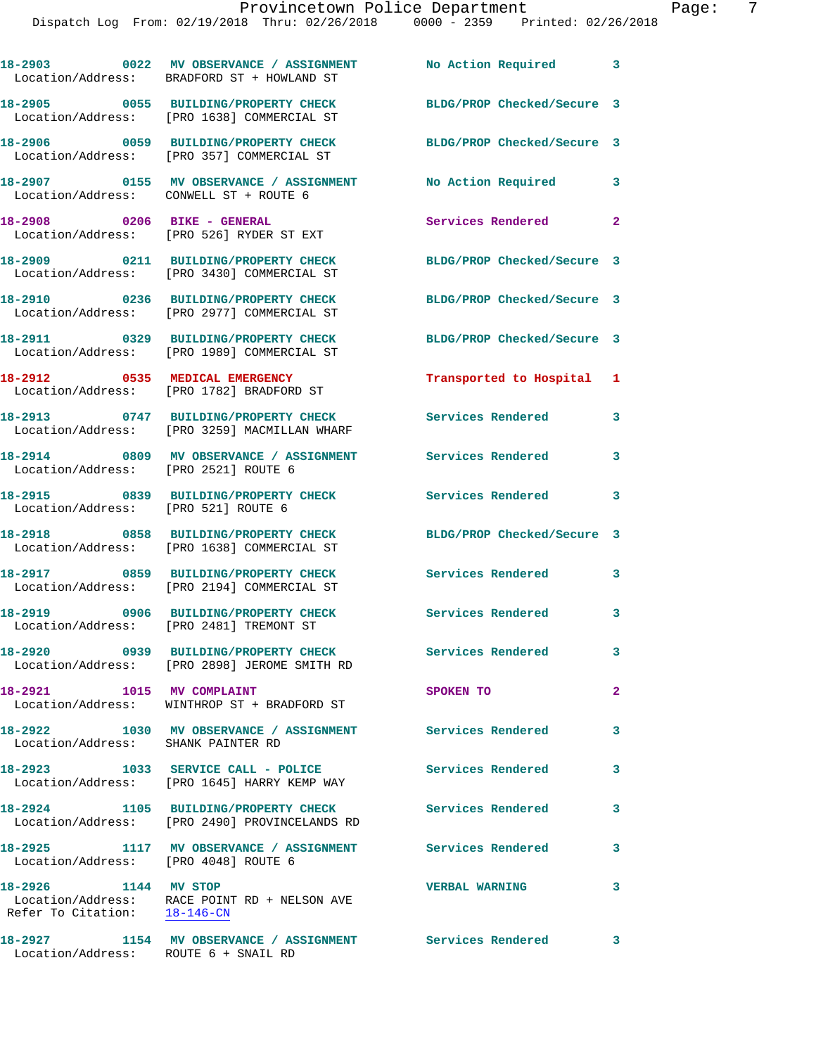| Call Number | Time | Call Reason | Action | Priority |
|---|---|---|---|---|
| 18-2903 | 0022 | MV OBSERVANCE / ASSIGNMENT | No Action Required | 3 |
| Location/Address: BRADFORD ST + HOWLAND ST | | | | |
| 18-2905 | 0055 | BUILDING/PROPERTY CHECK | BLDG/PROP Checked/Secure | 3 |
| Location/Address: [PRO 1638] COMMERCIAL ST | | | | |
| 18-2906 | 0059 | BUILDING/PROPERTY CHECK | BLDG/PROP Checked/Secure | 3 |
| Location/Address: [PRO 357] COMMERCIAL ST | | | | |
| 18-2907 | 0155 | MV OBSERVANCE / ASSIGNMENT | No Action Required | 3 |
| Location/Address: CONWELL ST + ROUTE 6 | | | | |
| 18-2908 | 0206 | BIKE - GENERAL | Services Rendered | 2 |
| Location/Address: [PRO 526] RYDER ST EXT | | | | |
| 18-2909 | 0211 | BUILDING/PROPERTY CHECK | BLDG/PROP Checked/Secure | 3 |
| Location/Address: [PRO 3430] COMMERCIAL ST | | | | |
| 18-2910 | 0236 | BUILDING/PROPERTY CHECK | BLDG/PROP Checked/Secure | 3 |
| Location/Address: [PRO 2977] COMMERCIAL ST | | | | |
| 18-2911 | 0329 | BUILDING/PROPERTY CHECK | BLDG/PROP Checked/Secure | 3 |
| Location/Address: [PRO 1989] COMMERCIAL ST | | | | |
| 18-2912 | 0535 | MEDICAL EMERGENCY | Transported to Hospital | 1 |
| Location/Address: [PRO 1782] BRADFORD ST | | | | |
| 18-2913 | 0747 | BUILDING/PROPERTY CHECK | Services Rendered | 3 |
| Location/Address: [PRO 3259] MACMILLAN WHARF | | | | |
| 18-2914 | 0809 | MV OBSERVANCE / ASSIGNMENT | Services Rendered | 3 |
| Location/Address: [PRO 2521] ROUTE 6 | | | | |
| 18-2915 | 0839 | BUILDING/PROPERTY CHECK | Services Rendered | 3 |
| Location/Address: [PRO 521] ROUTE 6 | | | | |
| 18-2918 | 0858 | BUILDING/PROPERTY CHECK | BLDG/PROP Checked/Secure | 3 |
| Location/Address: [PRO 1638] COMMERCIAL ST | | | | |
| 18-2917 | 0859 | BUILDING/PROPERTY CHECK | Services Rendered | 3 |
| Location/Address: [PRO 2194] COMMERCIAL ST | | | | |
| 18-2919 | 0906 | BUILDING/PROPERTY CHECK | Services Rendered | 3 |
| Location/Address: [PRO 2481] TREMONT ST | | | | |
| 18-2920 | 0939 | BUILDING/PROPERTY CHECK | Services Rendered | 3 |
| Location/Address: [PRO 2898] JEROME SMITH RD | | | | |
| 18-2921 | 1015 | MV COMPLAINT | SPOKEN TO | 2 |
| Location/Address: WINTHROP ST + BRADFORD ST | | | | |
| 18-2922 | 1030 | MV OBSERVANCE / ASSIGNMENT | Services Rendered | 3 |
| Location/Address: SHANK PAINTER RD | | | | |
| 18-2923 | 1033 | SERVICE CALL - POLICE | Services Rendered | 3 |
| Location/Address: [PRO 1645] HARRY KEMP WAY | | | | |
| 18-2924 | 1105 | BUILDING/PROPERTY CHECK | Services Rendered | 3 |
| Location/Address: [PRO 2490] PROVINCELANDS RD | | | | |
| 18-2925 | 1117 | MV OBSERVANCE / ASSIGNMENT | Services Rendered | 3 |
| Location/Address: [PRO 4048] ROUTE 6 | | | | |
| 18-2926 | 1144 | MV STOP | VERBAL WARNING | 3 |
| Location/Address: RACE POINT RD + NELSON AVE | | | | |
| Refer To Citation: 18-146-CN | | | | |
| 18-2927 | 1154 | MV OBSERVANCE / ASSIGNMENT | Services Rendered | 3 |
| Location/Address: ROUTE 6 + SNAIL RD | | | | |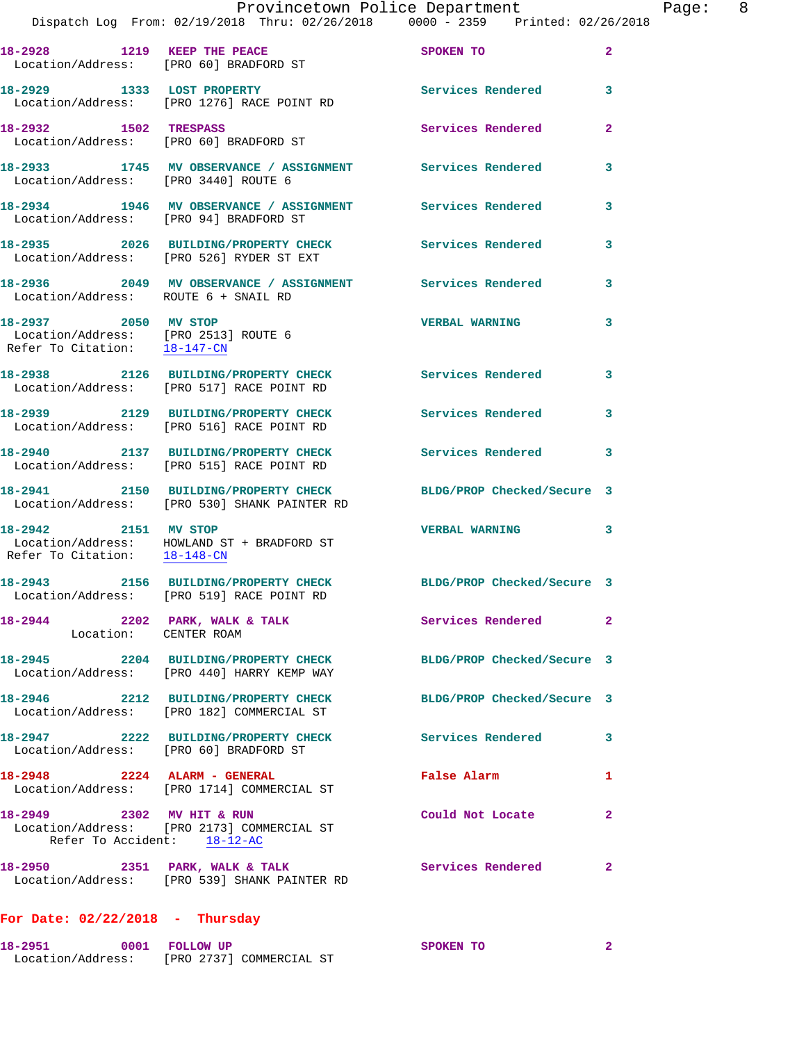18-2928 1219 KEEP THE PEACE SPOKEN TO 2
Location/Address: [PRO 60] BRADFORD ST

18-2929 1333 LOST PROPERTY Services Rendered 3
Location/Address: [PRO 1276] RACE POINT RD

18-2932 1502 TRESPASS Services Rendered 2
Location/Address: [PRO 60] BRADFORD ST

18-2933 1745 MV OBSERVANCE / ASSIGNMENT Services Rendered 3
Location/Address: [PRO 3440] ROUTE 6

18-2934 1946 MV OBSERVANCE / ASSIGNMENT Services Rendered 3
Location/Address: [PRO 94] BRADFORD ST

18-2935 2026 BUILDING/PROPERTY CHECK Services Rendered 3
Location/Address: [PRO 526] RYDER ST EXT

18-2936 2049 MV OBSERVANCE / ASSIGNMENT Services Rendered 3
Location/Address: ROUTE 6 + SNAIL RD

18-2937 2050 MV STOP VERBAL WARNING 3
Location/Address: [PRO 2513] ROUTE 6
Refer To Citation: 18-147-CN

18-2938 2126 BUILDING/PROPERTY CHECK Services Rendered 3
Location/Address: [PRO 517] RACE POINT RD

18-2939 2129 BUILDING/PROPERTY CHECK Services Rendered 3
Location/Address: [PRO 516] RACE POINT RD

18-2940 2137 BUILDING/PROPERTY CHECK Services Rendered 3
Location/Address: [PRO 515] RACE POINT RD

18-2941 2150 BUILDING/PROPERTY CHECK BLDG/PROP Checked/Secure 3
Location/Address: [PRO 530] SHANK PAINTER RD

18-2942 2151 MV STOP VERBAL WARNING 3
Location/Address: HOWLAND ST + BRADFORD ST
Refer To Citation: 18-148-CN

18-2943 2156 BUILDING/PROPERTY CHECK BLDG/PROP Checked/Secure 3
Location/Address: [PRO 519] RACE POINT RD

18-2944 2202 PARK, WALK & TALK Services Rendered 2
Location: CENTER ROAM

18-2945 2204 BUILDING/PROPERTY CHECK BLDG/PROP Checked/Secure 3
Location/Address: [PRO 440] HARRY KEMP WAY

18-2946 2212 BUILDING/PROPERTY CHECK BLDG/PROP Checked/Secure 3
Location/Address: [PRO 182] COMMERCIAL ST

18-2947 2222 BUILDING/PROPERTY CHECK Services Rendered 3
Location/Address: [PRO 60] BRADFORD ST

18-2948 2224 ALARM - GENERAL False Alarm 1
Location/Address: [PRO 1714] COMMERCIAL ST

18-2949 2302 MV HIT & RUN Could Not Locate 2
Location/Address: [PRO 2173] COMMERCIAL ST
Refer To Accident: 18-12-AC

18-2950 2351 PARK, WALK & TALK Services Rendered 2
Location/Address: [PRO 539] SHANK PAINTER RD

## For Date: 02/22/2018 - Thursday

18-2951 0001 FOLLOW UP SPOKEN TO 2
Location/Address: [PRO 2737] COMMERCIAL ST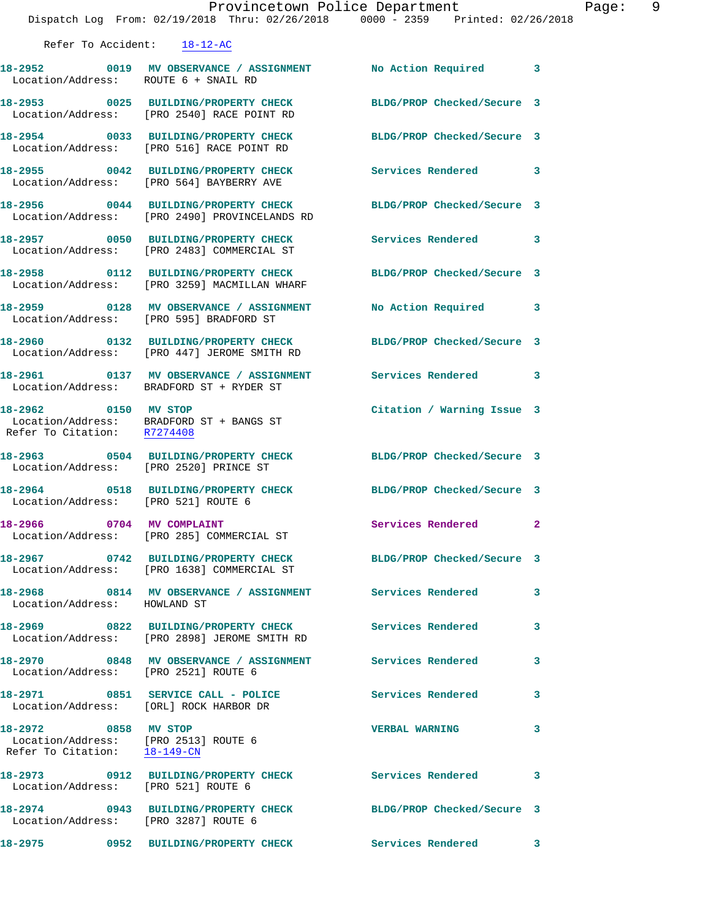Refer To Accident: 18-12-AC

| Call # | Time | Call Type | Disposition | Priority |
|---|---|---|---|---|
| 18-2952 | 0019 | MV OBSERVANCE / ASSIGNMENT | No Action Required | 3 |
| | | Location/Address: ROUTE 6 + SNAIL RD | | |
| 18-2953 | 0025 | BUILDING/PROPERTY CHECK | BLDG/PROP Checked/Secure | 3 |
| | | Location/Address: [PRO 2540] RACE POINT RD | | |
| 18-2954 | 0033 | BUILDING/PROPERTY CHECK | BLDG/PROP Checked/Secure | 3 |
| | | Location/Address: [PRO 516] RACE POINT RD | | |
| 18-2955 | 0042 | BUILDING/PROPERTY CHECK | Services Rendered | 3 |
| | | Location/Address: [PRO 564] BAYBERRY AVE | | |
| 18-2956 | 0044 | BUILDING/PROPERTY CHECK | BLDG/PROP Checked/Secure | 3 |
| | | Location/Address: [PRO 2490] PROVINCELANDS RD | | |
| 18-2957 | 0050 | BUILDING/PROPERTY CHECK | Services Rendered | 3 |
| | | Location/Address: [PRO 2483] COMMERCIAL ST | | |
| 18-2958 | 0112 | BUILDING/PROPERTY CHECK | BLDG/PROP Checked/Secure | 3 |
| | | Location/Address: [PRO 3259] MACMILLAN WHARF | | |
| 18-2959 | 0128 | MV OBSERVANCE / ASSIGNMENT | No Action Required | 3 |
| | | Location/Address: [PRO 595] BRADFORD ST | | |
| 18-2960 | 0132 | BUILDING/PROPERTY CHECK | BLDG/PROP Checked/Secure | 3 |
| | | Location/Address: [PRO 447] JEROME SMITH RD | | |
| 18-2961 | 0137 | MV OBSERVANCE / ASSIGNMENT | Services Rendered | 3 |
| | | Location/Address: BRADFORD ST + RYDER ST | | |
| 18-2962 | 0150 | MV STOP | Citation / Warning Issue | 3 |
| | | Location/Address: BRADFORD ST + BANGS ST; Refer To Citation: R7274408 | | |
| 18-2963 | 0504 | BUILDING/PROPERTY CHECK | BLDG/PROP Checked/Secure | 3 |
| | | Location/Address: [PRO 2520] PRINCE ST | | |
| 18-2964 | 0518 | BUILDING/PROPERTY CHECK | BLDG/PROP Checked/Secure | 3 |
| | | Location/Address: [PRO 521] ROUTE 6 | | |
| 18-2966 | 0704 | MV COMPLAINT | Services Rendered | 2 |
| | | Location/Address: [PRO 285] COMMERCIAL ST | | |
| 18-2967 | 0742 | BUILDING/PROPERTY CHECK | BLDG/PROP Checked/Secure | 3 |
| | | Location/Address: [PRO 1638] COMMERCIAL ST | | |
| 18-2968 | 0814 | MV OBSERVANCE / ASSIGNMENT | Services Rendered | 3 |
| | | Location/Address: HOWLAND ST | | |
| 18-2969 | 0822 | BUILDING/PROPERTY CHECK | Services Rendered | 3 |
| | | Location/Address: [PRO 2898] JEROME SMITH RD | | |
| 18-2970 | 0848 | MV OBSERVANCE / ASSIGNMENT | Services Rendered | 3 |
| | | Location/Address: [PRO 2521] ROUTE 6 | | |
| 18-2971 | 0851 | SERVICE CALL - POLICE | Services Rendered | 3 |
| | | Location/Address: [ORL] ROCK HARBOR DR | | |
| 18-2972 | 0858 | MV STOP | VERBAL WARNING | 3 |
| | | Location/Address: [PRO 2513] ROUTE 6; Refer To Citation: 18-149-CN | | |
| 18-2973 | 0912 | BUILDING/PROPERTY CHECK | Services Rendered | 3 |
| | | Location/Address: [PRO 521] ROUTE 6 | | |
| 18-2974 | 0943 | BUILDING/PROPERTY CHECK | BLDG/PROP Checked/Secure | 3 |
| | | Location/Address: [PRO 3287] ROUTE 6 | | |
| 18-2975 | 0952 | BUILDING/PROPERTY CHECK | Services Rendered | 3 |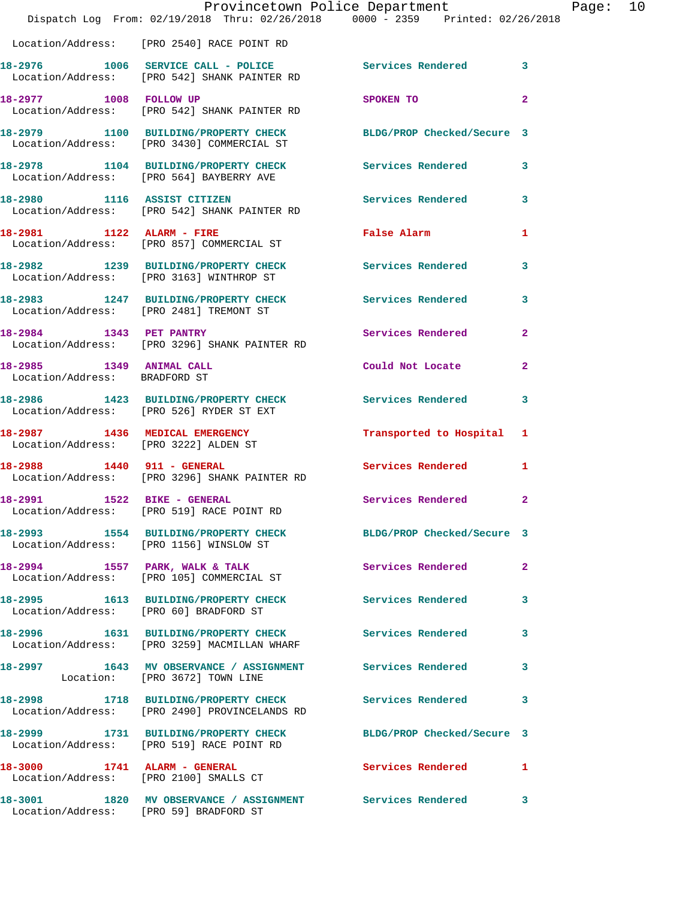Location/Address: [PRO 2540] RACE POINT RD

| Call # | Time | Call Reason | Action | Priority |
|---|---|---|---|---|
| 18-2976 | 1006 | SERVICE CALL - POLICE | Services Rendered | 3 |
| | | Location/Address: [PRO 542] SHANK PAINTER RD | | |
| 18-2977 | 1008 | FOLLOW UP | SPOKEN TO | 2 |
| | | Location/Address: [PRO 542] SHANK PAINTER RD | | |
| 18-2979 | 1100 | BUILDING/PROPERTY CHECK | BLDG/PROP Checked/Secure | 3 |
| | | Location/Address: [PRO 3430] COMMERCIAL ST | | |
| 18-2978 | 1104 | BUILDING/PROPERTY CHECK | Services Rendered | 3 |
| | | Location/Address: [PRO 564] BAYBERRY AVE | | |
| 18-2980 | 1116 | ASSIST CITIZEN | Services Rendered | 3 |
| | | Location/Address: [PRO 542] SHANK PAINTER RD | | |
| 18-2981 | 1122 | ALARM - FIRE | False Alarm | 1 |
| | | Location/Address: [PRO 857] COMMERCIAL ST | | |
| 18-2982 | 1239 | BUILDING/PROPERTY CHECK | Services Rendered | 3 |
| | | Location/Address: [PRO 3163] WINTHROP ST | | |
| 18-2983 | 1247 | BUILDING/PROPERTY CHECK | Services Rendered | 3 |
| | | Location/Address: [PRO 2481] TREMONT ST | | |
| 18-2984 | 1343 | PET PANTRY | Services Rendered | 2 |
| | | Location/Address: [PRO 3296] SHANK PAINTER RD | | |
| 18-2985 | 1349 | ANIMAL CALL | Could Not Locate | 2 |
| | | Location/Address: BRADFORD ST | | |
| 18-2986 | 1423 | BUILDING/PROPERTY CHECK | Services Rendered | 3 |
| | | Location/Address: [PRO 526] RYDER ST EXT | | |
| 18-2987 | 1436 | MEDICAL EMERGENCY | Transported to Hospital | 1 |
| | | Location/Address: [PRO 3222] ALDEN ST | | |
| 18-2988 | 1440 | 911 - GENERAL | Services Rendered | 1 |
| | | Location/Address: [PRO 3296] SHANK PAINTER RD | | |
| 18-2991 | 1522 | BIKE - GENERAL | Services Rendered | 2 |
| | | Location/Address: [PRO 519] RACE POINT RD | | |
| 18-2993 | 1554 | BUILDING/PROPERTY CHECK | BLDG/PROP Checked/Secure | 3 |
| | | Location/Address: [PRO 1156] WINSLOW ST | | |
| 18-2994 | 1557 | PARK, WALK & TALK | Services Rendered | 2 |
| | | Location/Address: [PRO 105] COMMERCIAL ST | | |
| 18-2995 | 1613 | BUILDING/PROPERTY CHECK | Services Rendered | 3 |
| | | Location/Address: [PRO 60] BRADFORD ST | | |
| 18-2996 | 1631 | BUILDING/PROPERTY CHECK | Services Rendered | 3 |
| | | Location/Address: [PRO 3259] MACMILLAN WHARF | | |
| 18-2997 | 1643 | MV OBSERVANCE / ASSIGNMENT | Services Rendered | 3 |
| | | Location: [PRO 3672] TOWN LINE | | |
| 18-2998 | 1718 | BUILDING/PROPERTY CHECK | Services Rendered | 3 |
| | | Location/Address: [PRO 2490] PROVINCELANDS RD | | |
| 18-2999 | 1731 | BUILDING/PROPERTY CHECK | BLDG/PROP Checked/Secure | 3 |
| | | Location/Address: [PRO 519] RACE POINT RD | | |
| 18-3000 | 1741 | ALARM - GENERAL | Services Rendered | 1 |
| | | Location/Address: [PRO 2100] SMALLS CT | | |
| 18-3001 | 1820 | MV OBSERVANCE / ASSIGNMENT | Services Rendered | 3 |
| | | Location/Address: [PRO 59] BRADFORD ST | | |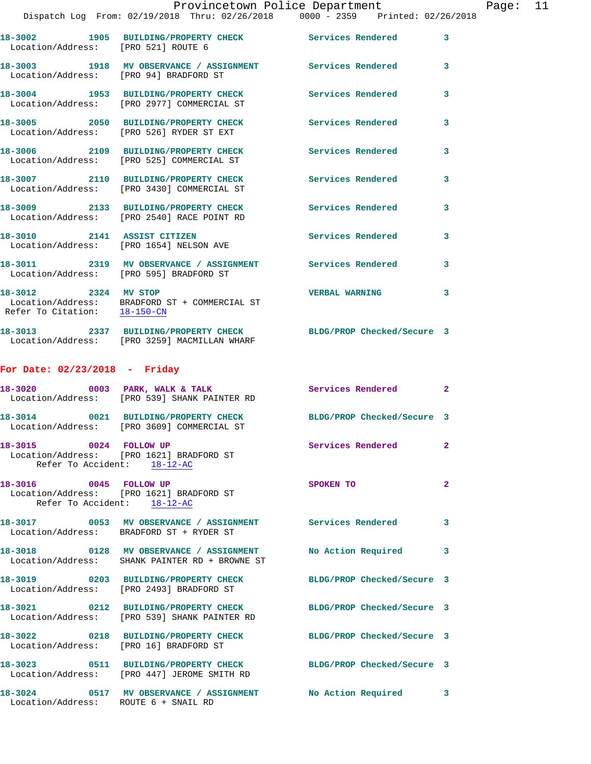18-3002 1905 BUILDING/PROPERTY CHECK Services Rendered 3
Location/Address: [PRO 521] ROUTE 6

18-3003 1918 MV OBSERVANCE / ASSIGNMENT Services Rendered 3
Location/Address: [PRO 94] BRADFORD ST

18-3004 1953 BUILDING/PROPERTY CHECK Services Rendered 3
Location/Address: [PRO 2977] COMMERCIAL ST

18-3005 2050 BUILDING/PROPERTY CHECK Services Rendered 3
Location/Address: [PRO 526] RYDER ST EXT

18-3006 2109 BUILDING/PROPERTY CHECK Services Rendered 3
Location/Address: [PRO 525] COMMERCIAL ST

18-3007 2110 BUILDING/PROPERTY CHECK Services Rendered 3
Location/Address: [PRO 3430] COMMERCIAL ST

18-3009 2133 BUILDING/PROPERTY CHECK Services Rendered 3
Location/Address: [PRO 2540] RACE POINT RD

18-3010 2141 ASSIST CITIZEN Services Rendered 3
Location/Address: [PRO 1654] NELSON AVE

18-3011 2319 MV OBSERVANCE / ASSIGNMENT Services Rendered 3
Location/Address: [PRO 595] BRADFORD ST

18-3012 2324 MV STOP VERBAL WARNING 3
Location/Address: BRADFORD ST + COMMERCIAL ST
Refer To Citation: 18-150-CN

18-3013 2337 BUILDING/PROPERTY CHECK BLDG/PROP Checked/Secure 3
Location/Address: [PRO 3259] MACMILLAN WHARF

**For Date: 02/23/2018 - Friday**

18-3020 0003 PARK, WALK & TALK Services Rendered 2
Location/Address: [PRO 539] SHANK PAINTER RD

18-3014 0021 BUILDING/PROPERTY CHECK BLDG/PROP Checked/Secure 3
Location/Address: [PRO 3609] COMMERCIAL ST

18-3015 0024 FOLLOW UP Services Rendered 2
Location/Address: [PRO 1621] BRADFORD ST
Refer To Accident: 18-12-AC

18-3016 0045 FOLLOW UP SPOKEN TO 2
Location/Address: [PRO 1621] BRADFORD ST
Refer To Accident: 18-12-AC

18-3017 0053 MV OBSERVANCE / ASSIGNMENT Services Rendered 3
Location/Address: BRADFORD ST + RYDER ST

18-3018 0128 MV OBSERVANCE / ASSIGNMENT No Action Required 3
Location/Address: SHANK PAINTER RD + BROWNE ST

18-3019 0203 BUILDING/PROPERTY CHECK BLDG/PROP Checked/Secure 3
Location/Address: [PRO 2493] BRADFORD ST

18-3021 0212 BUILDING/PROPERTY CHECK BLDG/PROP Checked/Secure 3
Location/Address: [PRO 539] SHANK PAINTER RD

18-3022 0218 BUILDING/PROPERTY CHECK BLDG/PROP Checked/Secure 3
Location/Address: [PRO 16] BRADFORD ST

18-3023 0511 BUILDING/PROPERTY CHECK BLDG/PROP Checked/Secure 3
Location/Address: [PRO 447] JEROME SMITH RD

18-3024 0517 MV OBSERVANCE / ASSIGNMENT No Action Required 3
Location/Address: ROUTE 6 + SNAIL RD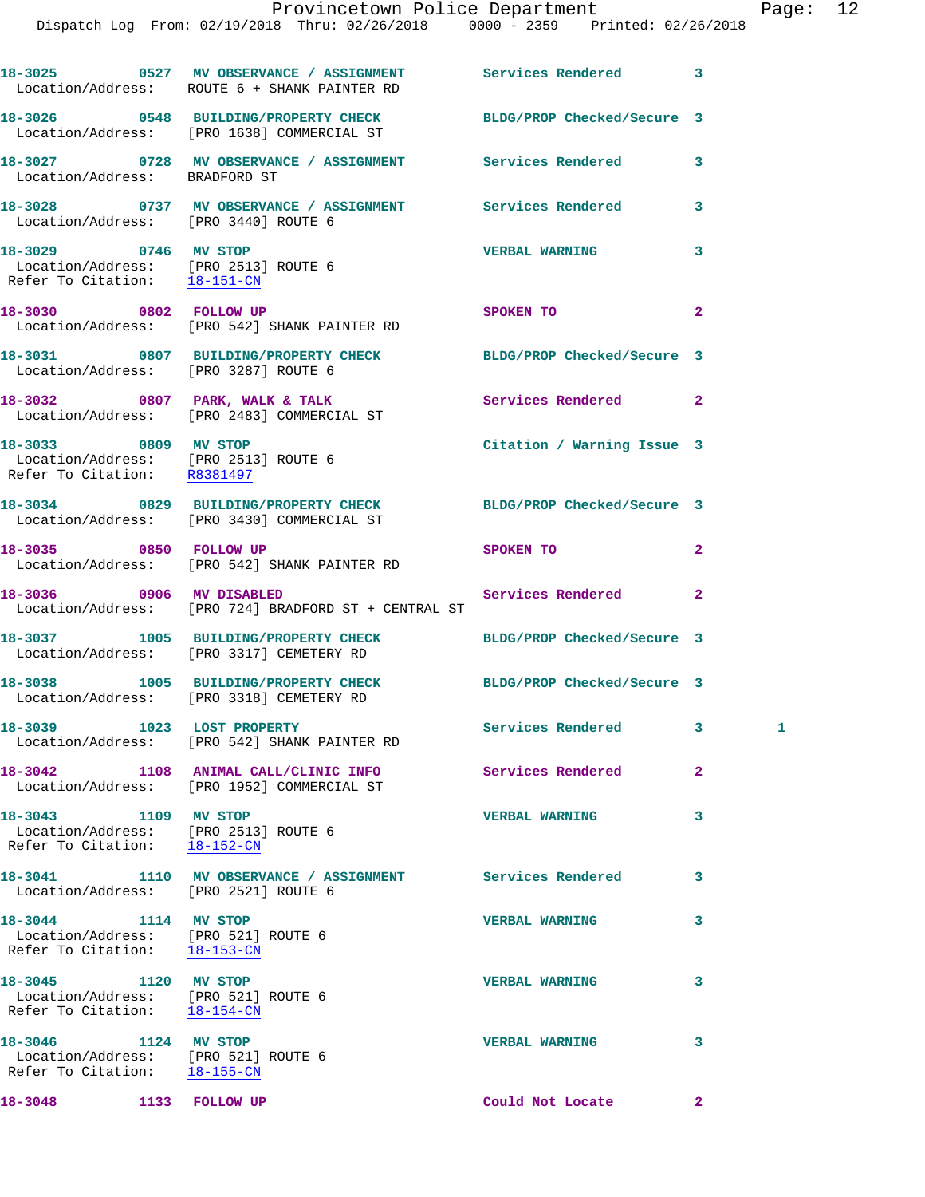18-3025 0527 MV OBSERVANCE / ASSIGNMENT Services Rendered 3
Location/Address: ROUTE 6 + SHANK PAINTER RD

18-3026 0548 BUILDING/PROPERTY CHECK BLDG/PROP Checked/Secure 3
Location/Address: [PRO 1638] COMMERCIAL ST

18-3027 0728 MV OBSERVANCE / ASSIGNMENT Services Rendered 3
Location/Address: BRADFORD ST

18-3028 0737 MV OBSERVANCE / ASSIGNMENT Services Rendered 3
Location/Address: [PRO 3440] ROUTE 6

18-3029 0746 MV STOP VERBAL WARNING 3
Location/Address: [PRO 2513] ROUTE 6
Refer To Citation: 18-151-CN

18-3030 0802 FOLLOW UP SPOKEN TO 2
Location/Address: [PRO 542] SHANK PAINTER RD

18-3031 0807 BUILDING/PROPERTY CHECK BLDG/PROP Checked/Secure 3
Location/Address: [PRO 3287] ROUTE 6

18-3032 0807 PARK, WALK & TALK Services Rendered 2
Location/Address: [PRO 2483] COMMERCIAL ST

18-3033 0809 MV STOP Citation / Warning Issue 3
Location/Address: [PRO 2513] ROUTE 6
Refer To Citation: R8381497

18-3034 0829 BUILDING/PROPERTY CHECK BLDG/PROP Checked/Secure 3
Location/Address: [PRO 3430] COMMERCIAL ST

18-3035 0850 FOLLOW UP SPOKEN TO 2
Location/Address: [PRO 542] SHANK PAINTER RD

18-3036 0906 MV DISABLED Services Rendered 2
Location/Address: [PRO 724] BRADFORD ST + CENTRAL ST

18-3037 1005 BUILDING/PROPERTY CHECK BLDG/PROP Checked/Secure 3
Location/Address: [PRO 3317] CEMETERY RD

18-3038 1005 BUILDING/PROPERTY CHECK BLDG/PROP Checked/Secure 3
Location/Address: [PRO 3318] CEMETERY RD

18-3039 1023 LOST PROPERTY Services Rendered 3 1
Location/Address: [PRO 542] SHANK PAINTER RD

18-3042 1108 ANIMAL CALL/CLINIC INFO Services Rendered 2
Location/Address: [PRO 1952] COMMERCIAL ST

18-3043 1109 MV STOP VERBAL WARNING 3
Location/Address: [PRO 2513] ROUTE 6
Refer To Citation: 18-152-CN

18-3041 1110 MV OBSERVANCE / ASSIGNMENT Services Rendered 3
Location/Address: [PRO 2521] ROUTE 6

18-3044 1114 MV STOP VERBAL WARNING 3
Location/Address: [PRO 521] ROUTE 6
Refer To Citation: 18-153-CN

18-3045 1120 MV STOP VERBAL WARNING 3
Location/Address: [PRO 521] ROUTE 6
Refer To Citation: 18-154-CN

18-3046 1124 MV STOP VERBAL WARNING 3
Location/Address: [PRO 521] ROUTE 6
Refer To Citation: 18-155-CN

18-3048 1133 FOLLOW UP Could Not Locate 2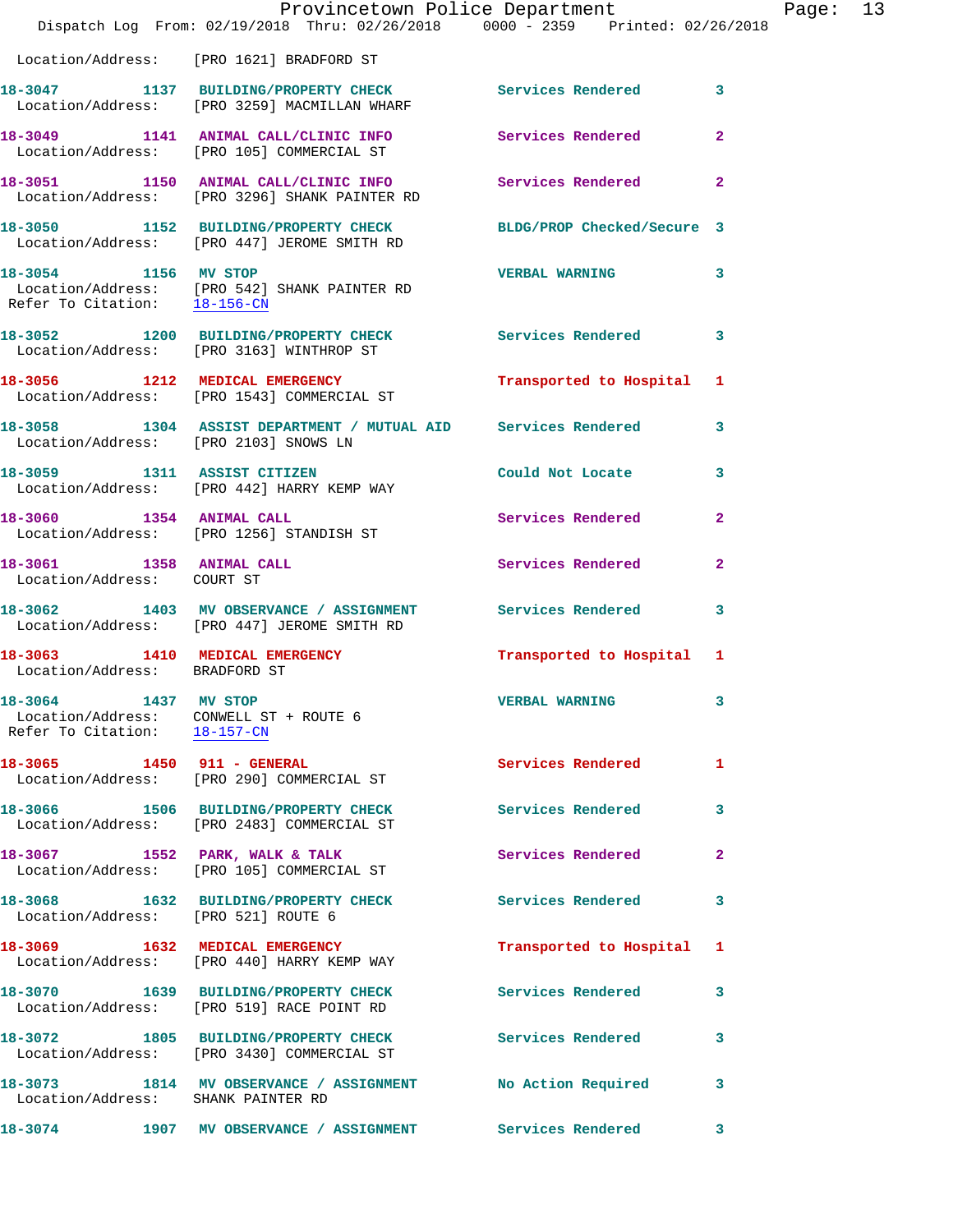Location/Address: [PRO 1621] BRADFORD ST

```
18-3047        1137  BUILDING/PROPERTY CHECK          Services Rendered        3
 Location/Address:   [PRO 3259] MACMILLAN WHARF

18-3049        1141  ANIMAL CALL/CLINIC INFO          Services Rendered        2
 Location/Address:   [PRO 105] COMMERCIAL ST

18-3051        1150  ANIMAL CALL/CLINIC INFO          Services Rendered        2
 Location/Address:   [PRO 3296] SHANK PAINTER RD

18-3050        1152  BUILDING/PROPERTY CHECK          BLDG/PROP Checked/Secure 3
 Location/Address:   [PRO 447] JEROME SMITH RD

18-3054        1156  MV STOP                          VERBAL WARNING           3
 Location/Address:   [PRO 542] SHANK PAINTER RD
 Refer To Citation:  18-156-CN

18-3052        1200  BUILDING/PROPERTY CHECK          Services Rendered        3
 Location/Address:   [PRO 3163] WINTHROP ST

18-3056        1212  MEDICAL EMERGENCY                Transported to Hospital  1
 Location/Address:   [PRO 1543] COMMERCIAL ST

18-3058        1304  ASSIST DEPARTMENT / MUTUAL AID   Services Rendered        3
 Location/Address:   [PRO 2103] SNOWS LN

18-3059        1311  ASSIST CITIZEN                   Could Not Locate         3
 Location/Address:   [PRO 442] HARRY KEMP WAY

18-3060        1354  ANIMAL CALL                      Services Rendered        2
 Location/Address:   [PRO 1256] STANDISH ST

18-3061        1358  ANIMAL CALL                      Services Rendered        2
 Location/Address:   COURT ST

18-3062        1403  MV OBSERVANCE / ASSIGNMENT       Services Rendered        3
 Location/Address:   [PRO 447] JEROME SMITH RD

18-3063        1410  MEDICAL EMERGENCY                Transported to Hospital  1
 Location/Address:   BRADFORD ST

18-3064        1437  MV STOP                          VERBAL WARNING           3
 Location/Address:   CONWELL ST + ROUTE 6
 Refer To Citation:  18-157-CN

18-3065        1450  911 - GENERAL                    Services Rendered        1
 Location/Address:   [PRO 290] COMMERCIAL ST

18-3066        1506  BUILDING/PROPERTY CHECK          Services Rendered        3
 Location/Address:   [PRO 2483] COMMERCIAL ST

18-3067        1552  PARK, WALK & TALK                Services Rendered        2
 Location/Address:   [PRO 105] COMMERCIAL ST

18-3068        1632  BUILDING/PROPERTY CHECK          Services Rendered        3
 Location/Address:   [PRO 521] ROUTE 6

18-3069        1632  MEDICAL EMERGENCY                Transported to Hospital  1
 Location/Address:   [PRO 440] HARRY KEMP WAY

18-3070        1639  BUILDING/PROPERTY CHECK          Services Rendered        3
 Location/Address:   [PRO 519] RACE POINT RD

18-3072        1805  BUILDING/PROPERTY CHECK          Services Rendered        3
 Location/Address:   [PRO 3430] COMMERCIAL ST

18-3073        1814  MV OBSERVANCE / ASSIGNMENT       No Action Required       3
 Location/Address:   SHANK PAINTER RD

18-3074        1907  MV OBSERVANCE / ASSIGNMENT       Services Rendered        3
```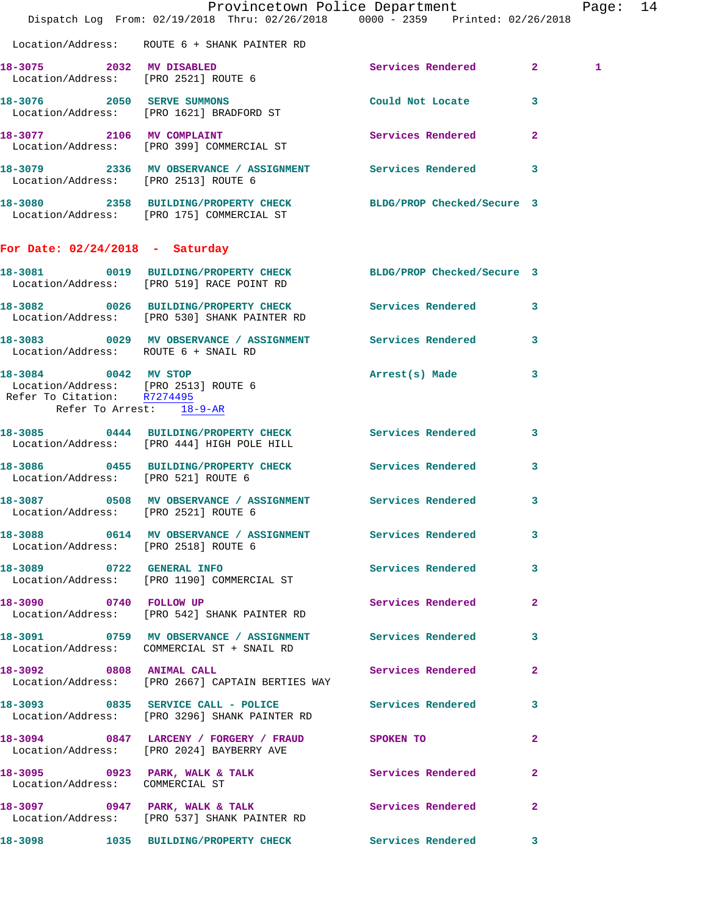Location/Address: ROUTE 6 + SHANK PAINTER RD

**18-3075** 2032 **MV DISABLED** Services Rendered 2 1
Location/Address: [PRO 2521] ROUTE 6

**18-3076** 2050 **SERVE SUMMONS** Could Not Locate 3
Location/Address: [PRO 1621] BRADFORD ST

**18-3077** 2106 **MV COMPLAINT** Services Rendered 2
Location/Address: [PRO 399] COMMERCIAL ST

**18-3079** 2336 **MV OBSERVANCE / ASSIGNMENT** Services Rendered 3
Location/Address: [PRO 2513] ROUTE 6

**18-3080** 2358 **BUILDING/PROPERTY CHECK** BLDG/PROP Checked/Secure 3
Location/Address: [PRO 175] COMMERCIAL ST

## For Date: 02/24/2018 - Saturday

**18-3081** 0019 **BUILDING/PROPERTY CHECK** BLDG/PROP Checked/Secure 3
Location/Address: [PRO 519] RACE POINT RD

**18-3082** 0026 **BUILDING/PROPERTY CHECK** Services Rendered 3
Location/Address: [PRO 530] SHANK PAINTER RD

**18-3083** 0029 **MV OBSERVANCE / ASSIGNMENT** Services Rendered 3
Location/Address: ROUTE 6 + SNAIL RD

**18-3084** 0042 **MV STOP** Arrest(s) Made 3
Location/Address: [PRO 2513] ROUTE 6
Refer To Citation: R7274495
Refer To Arrest: 18-9-AR

**18-3085** 0444 **BUILDING/PROPERTY CHECK** Services Rendered 3
Location/Address: [PRO 444] HIGH POLE HILL

**18-3086** 0455 **BUILDING/PROPERTY CHECK** Services Rendered 3
Location/Address: [PRO 521] ROUTE 6

**18-3087** 0508 **MV OBSERVANCE / ASSIGNMENT** Services Rendered 3
Location/Address: [PRO 2521] ROUTE 6

**18-3088** 0614 **MV OBSERVANCE / ASSIGNMENT** Services Rendered 3
Location/Address: [PRO 2518] ROUTE 6

**18-3089** 0722 **GENERAL INFO** Services Rendered 3
Location/Address: [PRO 1190] COMMERCIAL ST

**18-3090** 0740 **FOLLOW UP** Services Rendered 2
Location/Address: [PRO 542] SHANK PAINTER RD

**18-3091** 0759 **MV OBSERVANCE / ASSIGNMENT** Services Rendered 3
Location/Address: COMMERCIAL ST + SNAIL RD

**18-3092** 0808 **ANIMAL CALL** Services Rendered 2
Location/Address: [PRO 2667] CAPTAIN BERTIES WAY

**18-3093** 0835 **SERVICE CALL - POLICE** Services Rendered 3
Location/Address: [PRO 3296] SHANK PAINTER RD

**18-3094** 0847 **LARCENY / FORGERY / FRAUD** SPOKEN TO 2
Location/Address: [PRO 2024] BAYBERRY AVE

**18-3095** 0923 **PARK, WALK & TALK** Services Rendered 2
Location/Address: COMMERCIAL ST

**18-3097** 0947 **PARK, WALK & TALK** Services Rendered 2
Location/Address: [PRO 537] SHANK PAINTER RD

**18-3098** 1035 **BUILDING/PROPERTY CHECK** Services Rendered 3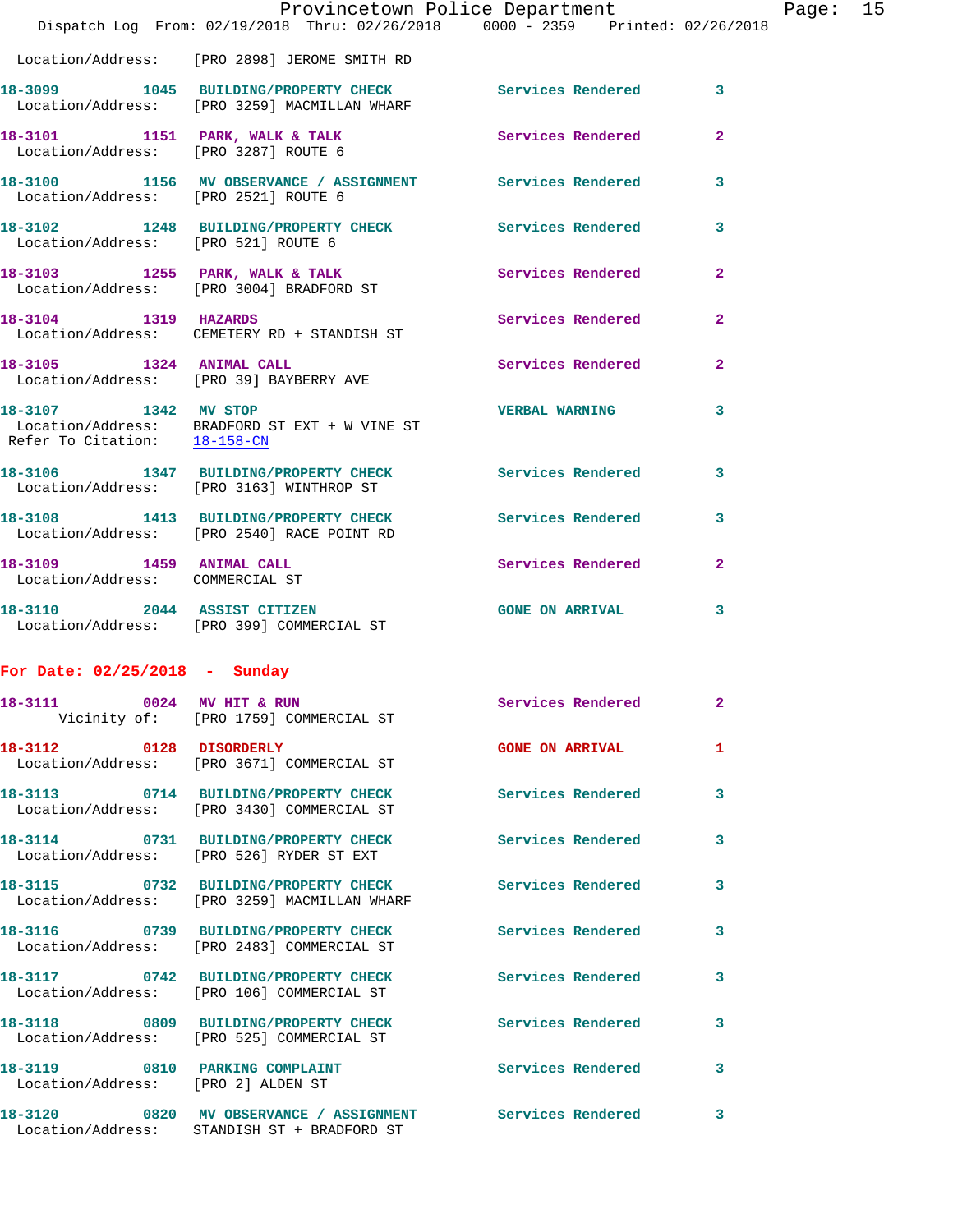Location/Address: [PRO 2898] JEROME SMITH RD

**18-3099** 1045 **BUILDING/PROPERTY CHECK** Services Rendered 3
Location/Address: [PRO 3259] MACMILLAN WHARF

**18-3101** 1151 **PARK, WALK & TALK** Services Rendered 2
Location/Address: [PRO 3287] ROUTE 6

**18-3100** 1156 **MV OBSERVANCE / ASSIGNMENT** Services Rendered 3
Location/Address: [PRO 2521] ROUTE 6

**18-3102** 1248 **BUILDING/PROPERTY CHECK** Services Rendered 3
Location/Address: [PRO 521] ROUTE 6

**18-3103** 1255 **PARK, WALK & TALK** Services Rendered 2
Location/Address: [PRO 3004] BRADFORD ST

**18-3104** 1319 **HAZARDS** Services Rendered 2
Location/Address: CEMETERY RD + STANDISH ST

**18-3105** 1324 **ANIMAL CALL** Services Rendered 2
Location/Address: [PRO 39] BAYBERRY AVE

**18-3107** 1342 **MV STOP** VERBAL WARNING 3
Location/Address: BRADFORD ST EXT + W VINE ST
Refer To Citation: 18-158-CN

**18-3106** 1347 **BUILDING/PROPERTY CHECK** Services Rendered 3
Location/Address: [PRO 3163] WINTHROP ST

**18-3108** 1413 **BUILDING/PROPERTY CHECK** Services Rendered 3
Location/Address: [PRO 2540] RACE POINT RD

**18-3109** 1459 **ANIMAL CALL** Services Rendered 2
Location/Address: COMMERCIAL ST

**18-3110** 2044 **ASSIST CITIZEN** GONE ON ARRIVAL 3
Location/Address: [PRO 399] COMMERCIAL ST

## For Date: 02/25/2018 - Sunday

**18-3111** 0024 **MV HIT & RUN** Services Rendered 2
Vicinity of: [PRO 1759] COMMERCIAL ST

**18-3112** 0128 **DISORDERLY** GONE ON ARRIVAL 1
Location/Address: [PRO 3671] COMMERCIAL ST

**18-3113** 0714 **BUILDING/PROPERTY CHECK** Services Rendered 3
Location/Address: [PRO 3430] COMMERCIAL ST

**18-3114** 0731 **BUILDING/PROPERTY CHECK** Services Rendered 3
Location/Address: [PRO 526] RYDER ST EXT

**18-3115** 0732 **BUILDING/PROPERTY CHECK** Services Rendered 3
Location/Address: [PRO 3259] MACMILLAN WHARF

**18-3116** 0739 **BUILDING/PROPERTY CHECK** Services Rendered 3
Location/Address: [PRO 2483] COMMERCIAL ST

**18-3117** 0742 **BUILDING/PROPERTY CHECK** Services Rendered 3
Location/Address: [PRO 106] COMMERCIAL ST

**18-3118** 0809 **BUILDING/PROPERTY CHECK** Services Rendered 3
Location/Address: [PRO 525] COMMERCIAL ST

**18-3119** 0810 **PARKING COMPLAINT** Services Rendered 3
Location/Address: [PRO 2] ALDEN ST

**18-3120** 0820 **MV OBSERVANCE / ASSIGNMENT** Services Rendered 3
Location/Address: STANDISH ST + BRADFORD ST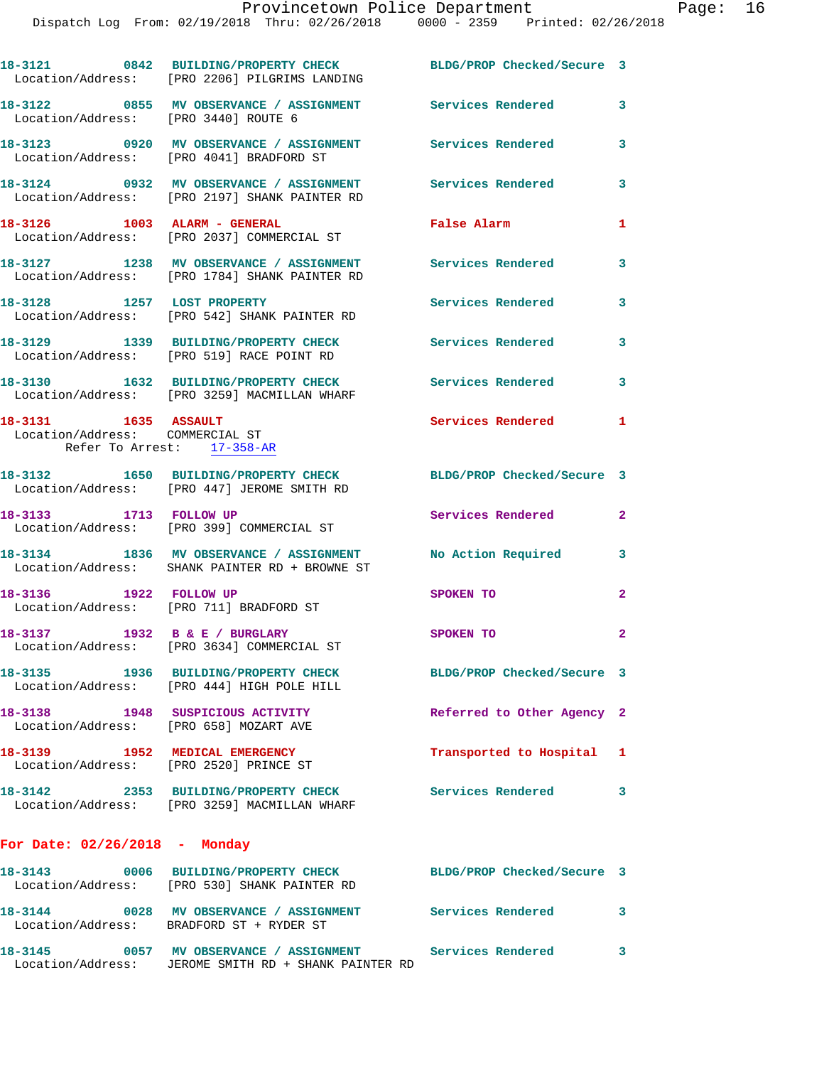18-3121 0842 BUILDING/PROPERTY CHECK BLDG/PROP Checked/Secure 3
Location/Address: [PRO 2206] PILGRIMS LANDING

18-3122 0855 MV OBSERVANCE / ASSIGNMENT Services Rendered 3
Location/Address: [PRO 3440] ROUTE 6

18-3123 0920 MV OBSERVANCE / ASSIGNMENT Services Rendered 3
Location/Address: [PRO 4041] BRADFORD ST

18-3124 0932 MV OBSERVANCE / ASSIGNMENT Services Rendered 3
Location/Address: [PRO 2197] SHANK PAINTER RD

18-3126 1003 ALARM - GENERAL False Alarm 1
Location/Address: [PRO 2037] COMMERCIAL ST

18-3127 1238 MV OBSERVANCE / ASSIGNMENT Services Rendered 3
Location/Address: [PRO 1784] SHANK PAINTER RD

18-3128 1257 LOST PROPERTY Services Rendered 3
Location/Address: [PRO 542] SHANK PAINTER RD

18-3129 1339 BUILDING/PROPERTY CHECK Services Rendered 3
Location/Address: [PRO 519] RACE POINT RD

18-3130 1632 BUILDING/PROPERTY CHECK Services Rendered 3
Location/Address: [PRO 3259] MACMILLAN WHARF

18-3131 1635 ASSAULT Services Rendered 1
Location/Address: COMMERCIAL ST
Refer To Arrest: 17-358-AR

18-3132 1650 BUILDING/PROPERTY CHECK BLDG/PROP Checked/Secure 3
Location/Address: [PRO 447] JEROME SMITH RD

18-3133 1713 FOLLOW UP Services Rendered 2
Location/Address: [PRO 399] COMMERCIAL ST

18-3134 1836 MV OBSERVANCE / ASSIGNMENT No Action Required 3
Location/Address: SHANK PAINTER RD + BROWNE ST

18-3136 1922 FOLLOW UP SPOKEN TO 2
Location/Address: [PRO 711] BRADFORD ST

18-3137 1932 B & E / BURGLARY SPOKEN TO 2
Location/Address: [PRO 3634] COMMERCIAL ST

18-3135 1936 BUILDING/PROPERTY CHECK BLDG/PROP Checked/Secure 3
Location/Address: [PRO 444] HIGH POLE HILL

18-3138 1948 SUSPICIOUS ACTIVITY Referred to Other Agency 2
Location/Address: [PRO 658] MOZART AVE

18-3139 1952 MEDICAL EMERGENCY Transported to Hospital 1
Location/Address: [PRO 2520] PRINCE ST

18-3142 2353 BUILDING/PROPERTY CHECK Services Rendered 3
Location/Address: [PRO 3259] MACMILLAN WHARF

## For Date: 02/26/2018 - Monday

18-3143 0006 BUILDING/PROPERTY CHECK BLDG/PROP Checked/Secure 3
Location/Address: [PRO 530] SHANK PAINTER RD

18-3144 0028 MV OBSERVANCE / ASSIGNMENT Services Rendered 3
Location/Address: BRADFORD ST + RYDER ST

18-3145 0057 MV OBSERVANCE / ASSIGNMENT Services Rendered 3
Location/Address: JEROME SMITH RD + SHANK PAINTER RD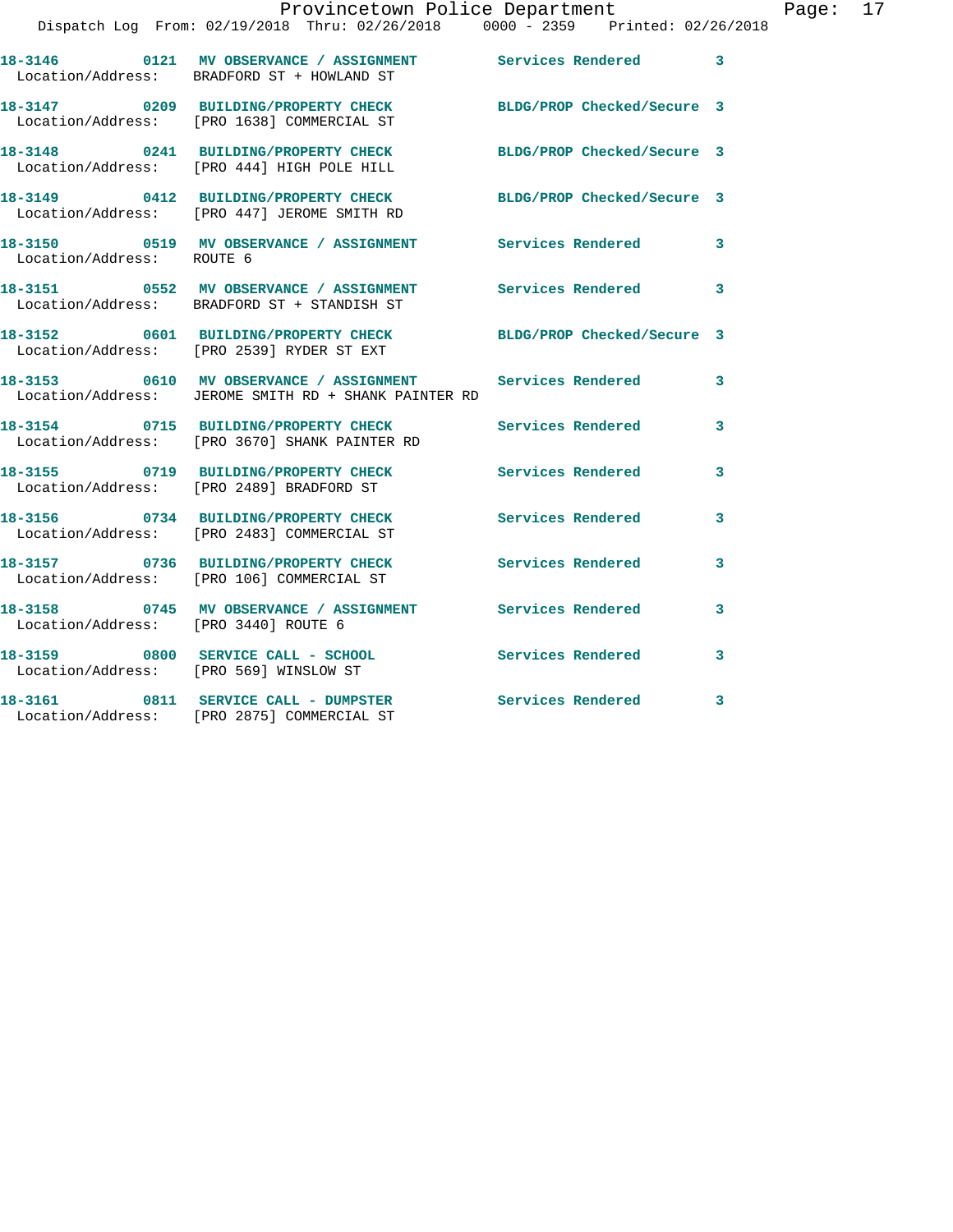**18-3146 0121 MV OBSERVANCE / ASSIGNMENT Services Rendered 3**
Location/Address: BRADFORD ST + HOWLAND ST

**18-3147 0209 BUILDING/PROPERTY CHECK BLDG/PROP Checked/Secure 3**
Location/Address: [PRO 1638] COMMERCIAL ST

**18-3148 0241 BUILDING/PROPERTY CHECK BLDG/PROP Checked/Secure 3**
Location/Address: [PRO 444] HIGH POLE HILL

**18-3149 0412 BUILDING/PROPERTY CHECK BLDG/PROP Checked/Secure 3**
Location/Address: [PRO 447] JEROME SMITH RD

**18-3150 0519 MV OBSERVANCE / ASSIGNMENT Services Rendered 3**
Location/Address: ROUTE 6

**18-3151 0552 MV OBSERVANCE / ASSIGNMENT Services Rendered 3**
Location/Address: BRADFORD ST + STANDISH ST

**18-3152 0601 BUILDING/PROPERTY CHECK BLDG/PROP Checked/Secure 3**
Location/Address: [PRO 2539] RYDER ST EXT

**18-3153 0610 MV OBSERVANCE / ASSIGNMENT Services Rendered 3**
Location/Address: JEROME SMITH RD + SHANK PAINTER RD

**18-3154 0715 BUILDING/PROPERTY CHECK Services Rendered 3**
Location/Address: [PRO 3670] SHANK PAINTER RD

**18-3155 0719 BUILDING/PROPERTY CHECK Services Rendered 3**
Location/Address: [PRO 2489] BRADFORD ST

**18-3156 0734 BUILDING/PROPERTY CHECK Services Rendered 3**
Location/Address: [PRO 2483] COMMERCIAL ST

**18-3157 0736 BUILDING/PROPERTY CHECK Services Rendered 3**
Location/Address: [PRO 106] COMMERCIAL ST

**18-3158 0745 MV OBSERVANCE / ASSIGNMENT Services Rendered 3**
Location/Address: [PRO 3440] ROUTE 6

**18-3159 0800 SERVICE CALL - SCHOOL Services Rendered 3**
Location/Address: [PRO 569] WINSLOW ST

**18-3161 0811 SERVICE CALL - DUMPSTER Services Rendered 3**
Location/Address: [PRO 2875] COMMERCIAL ST